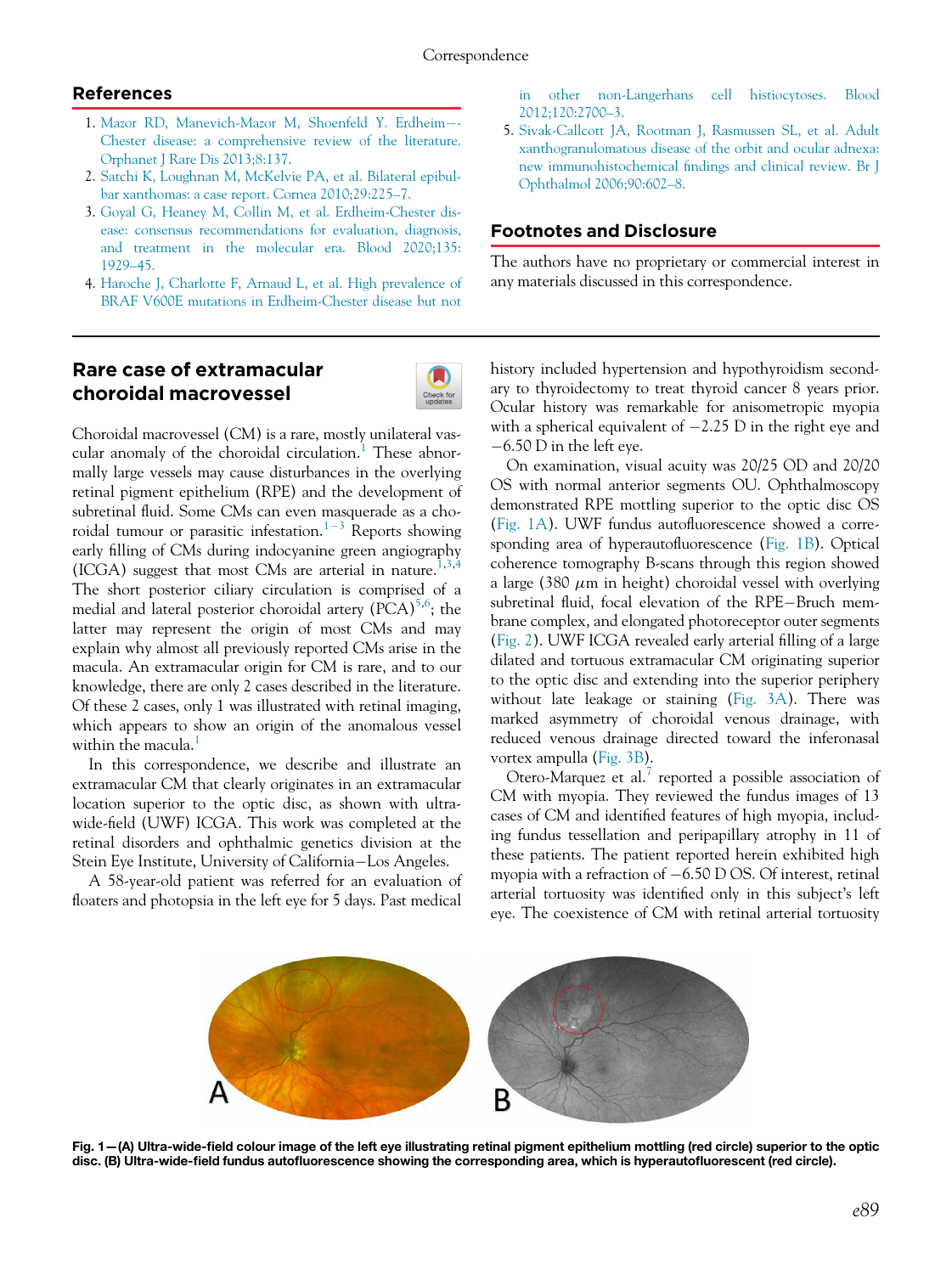## References

1. Mazor RD, Manevich-Mazor M, Shoenfeld Y. Erdheim—-Chester disease: a comprehensive review of the literature. Orphanet J Rare Dis 2013;8:137.
2. Satchi K, Loughnan M, McKelvie PA, et al. Bilateral epibulbar xanthomas: a case report. Cornea 2010;29:225–7.
3. Goyal G, Heaney M, Collin M, et al. Erdheim-Chester disease: consensus recommendations for evaluation, diagnosis, and treatment in the molecular era. Blood 2020;135:1929–45.
4. Haroche J, Charlotte F, Arnaud L, et al. High prevalence of BRAF V600E mutations in Erdheim-Chester disease but not in other non-Langerhans cell histiocytoses. Blood 2012;120:2700–3.
5. Sivak-Callcott JA, Rootman J, Rasmussen SL, et al. Adult xanthogranulomatous disease of the orbit and ocular adnexa: new immunohistochemical findings and clinical review. Br J Ophthalmol 2006;90:602–8.

## Footnotes and Disclosure

The authors have no proprietary or commercial interest in any materials discussed in this correspondence.

## Rare case of extramacular choroidal macrovessel

Choroidal macrovessel (CM) is a rare, mostly unilateral vascular anomaly of the choroidal circulation.[1] These abnormally large vessels may cause disturbances in the overlying retinal pigment epithelium (RPE) and the development of subretinal fluid. Some CMs can even masquerade as a choroidal tumour or parasitic infestation.[1–3] Reports showing early filling of CMs during indocyanine green angiography (ICGA) suggest that most CMs are arterial in nature.[1,3,4] The short posterior ciliary circulation is comprised of a medial and lateral posterior choroidal artery (PCA)[5,6]; the latter may represent the origin of most CMs and may explain why almost all previously reported CMs arise in the macula. An extramacular origin for CM is rare, and to our knowledge, there are only 2 cases described in the literature. Of these 2 cases, only 1 was illustrated with retinal imaging, which appears to show an origin of the anomalous vessel within the macula.[1]

In this correspondence, we describe and illustrate an extramacular CM that clearly originates in an extramacular location superior to the optic disc, as shown with ultra-wide-field (UWF) ICGA. This work was completed at the retinal disorders and ophthalmic genetics division at the Stein Eye Institute, University of California—Los Angeles.

A 58-year-old patient was referred for an evaluation of floaters and photopsia in the left eye for 5 days. Past medical history included hypertension and hypothyroidism secondary to thyroidectomy to treat thyroid cancer 8 years prior. Ocular history was remarkable for anisometropic myopia with a spherical equivalent of −2.25 D in the right eye and −6.50 D in the left eye.

On examination, visual acuity was 20/25 OD and 20/20 OS with normal anterior segments OU. Ophthalmoscopy demonstrated RPE mottling superior to the optic disc OS (Fig. 1A). UWF fundus autofluorescence showed a corresponding area of hyperautofluorescence (Fig. 1B). Optical coherence tomography B-scans through this region showed a large (380 $\mu$m in height) choroidal vessel with overlying subretinal fluid, focal elevation of the RPE—Bruch membrane complex, and elongated photoreceptor outer segments (Fig. 2). UWF ICGA revealed early arterial filling of a large dilated and tortuous extramacular CM originating superior to the optic disc and extending into the superior periphery without late leakage or staining (Fig. 3A). There was marked asymmetry of choroidal venous drainage, with reduced venous drainage directed toward the inferonasal vortex ampulla (Fig. 3B).

Otero-Marquez et al.[7] reported a possible association of CM with myopia. They reviewed the fundus images of 13 cases of CM and identified features of high myopia, including fundus tessellation and peripapillary atrophy in 11 of these patients. The patient reported herein exhibited high myopia with a refraction of −6.50 D OS. Of interest, retinal arterial tortuosity was identified only in this subject's left eye. The coexistence of CM with retinal arterial tortuosity

Fig. 1—(A) Ultra-wide-field colour image of the left eye illustrating retinal pigment epithelium mottling (red circle) superior to the optic disc. (B) Ultra-wide-field fundus autofluorescence showing the corresponding area, which is hyperautofluorescent (red circle).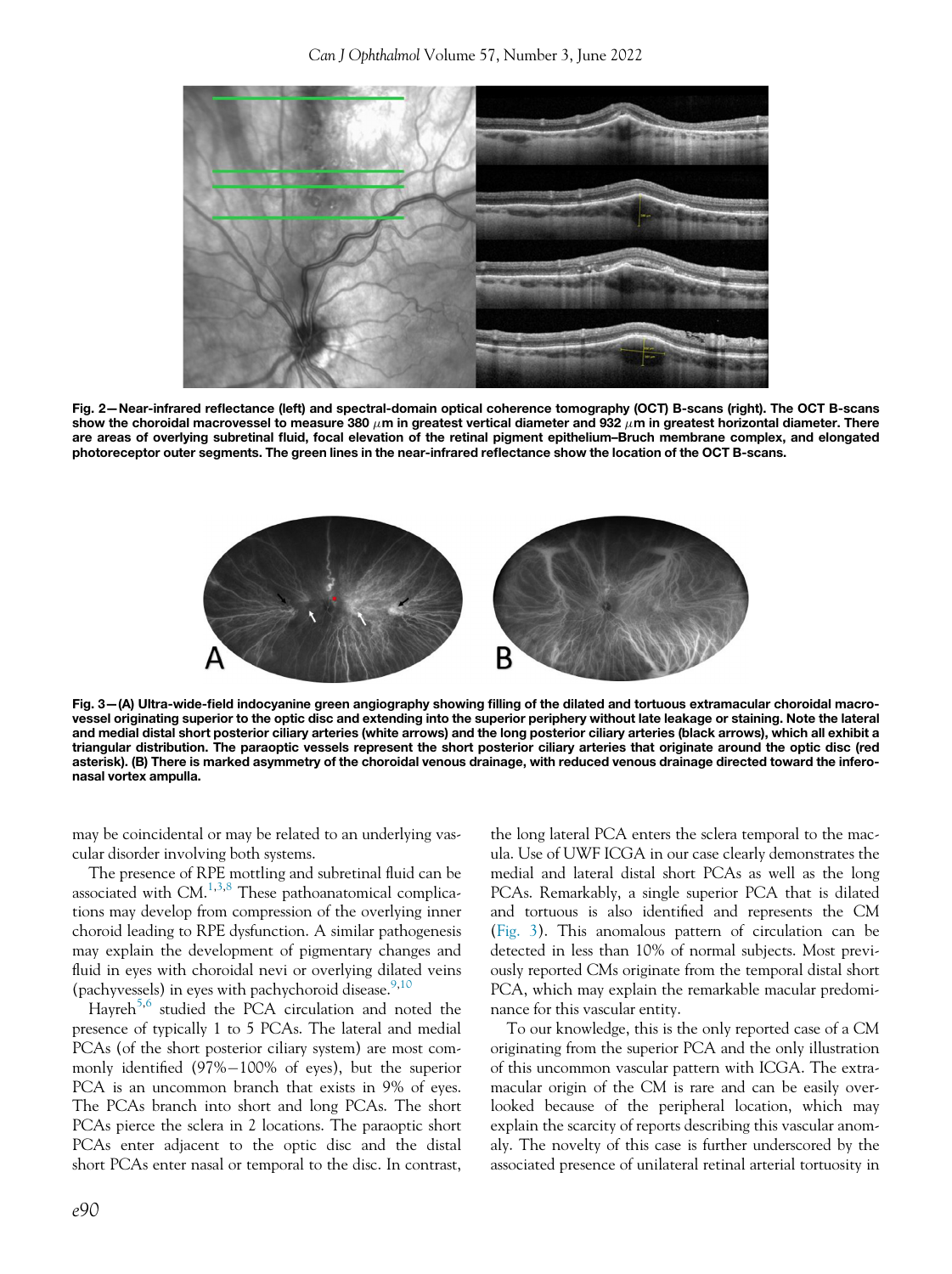Fig. 2—Near-infrared reflectance (left) and spectral-domain optical coherence tomography (OCT) B-scans (right). The OCT B-scans show the choroidal macrovessel to measure 380 $\mu$m in greatest vertical diameter and 932 $\mu$m in greatest horizontal diameter. There are areas of overlying subretinal fluid, focal elevation of the retinal pigment epithelium–Bruch membrane complex, and elongated photoreceptor outer segments. The green lines in the near-infrared reflectance show the location of the OCT B-scans.

Fig. 3—(A) Ultra-wide-field indocyanine green angiography showing filling of the dilated and tortuous extramacular choroidal macrovessel originating superior to the optic disc and extending into the superior periphery without late leakage or staining. Note the lateral and medial distal short posterior ciliary arteries (white arrows) and the long posterior ciliary arteries (black arrows), which all exhibit a triangular distribution. The paraoptic vessels represent the short posterior ciliary arteries that originate around the optic disc (red asterisk). (B) There is marked asymmetry of the choroidal venous drainage, with reduced venous drainage directed toward the inferonasal vortex ampulla.

may be coincidental or may be related to an underlying vascular disorder involving both systems.

The presence of RPE mottling and subretinal fluid can be associated with CM.[1,3,8] These pathoanatomical complications may develop from compression of the overlying inner choroid leading to RPE dysfunction. A similar pathogenesis may explain the development of pigmentary changes and fluid in eyes with choroidal nevi or overlying dilated veins (pachyvessels) in eyes with pachychoroid disease.[9,10]

Hayreh[5,6] studied the PCA circulation and noted the presence of typically 1 to 5 PCAs. The lateral and medial PCAs (of the short posterior ciliary system) are most commonly identified (97%−100% of eyes), but the superior PCA is an uncommon branch that exists in 9% of eyes. The PCAs branch into short and long PCAs. The short PCAs pierce the sclera in 2 locations. The paraoptic short PCAs enter adjacent to the optic disc and the distal short PCAs enter nasal or temporal to the disc. In contrast, the long lateral PCA enters the sclera temporal to the macula. Use of UWF ICGA in our case clearly demonstrates the medial and lateral distal short PCAs as well as the long PCAs. Remarkably, a single superior PCA that is dilated and tortuous is also identified and represents the CM (Fig. 3). This anomalous pattern of circulation can be detected in less than 10% of normal subjects. Most previously reported CMs originate from the temporal distal short PCA, which may explain the remarkable macular predominance for this vascular entity.

To our knowledge, this is the only reported case of a CM originating from the superior PCA and the only illustration of this uncommon vascular pattern with ICGA. The extramacular origin of the CM is rare and can be easily overlooked because of the peripheral location, which may explain the scarcity of reports describing this vascular anomaly. The novelty of this case is further underscored by the associated presence of unilateral retinal arterial tortuosity in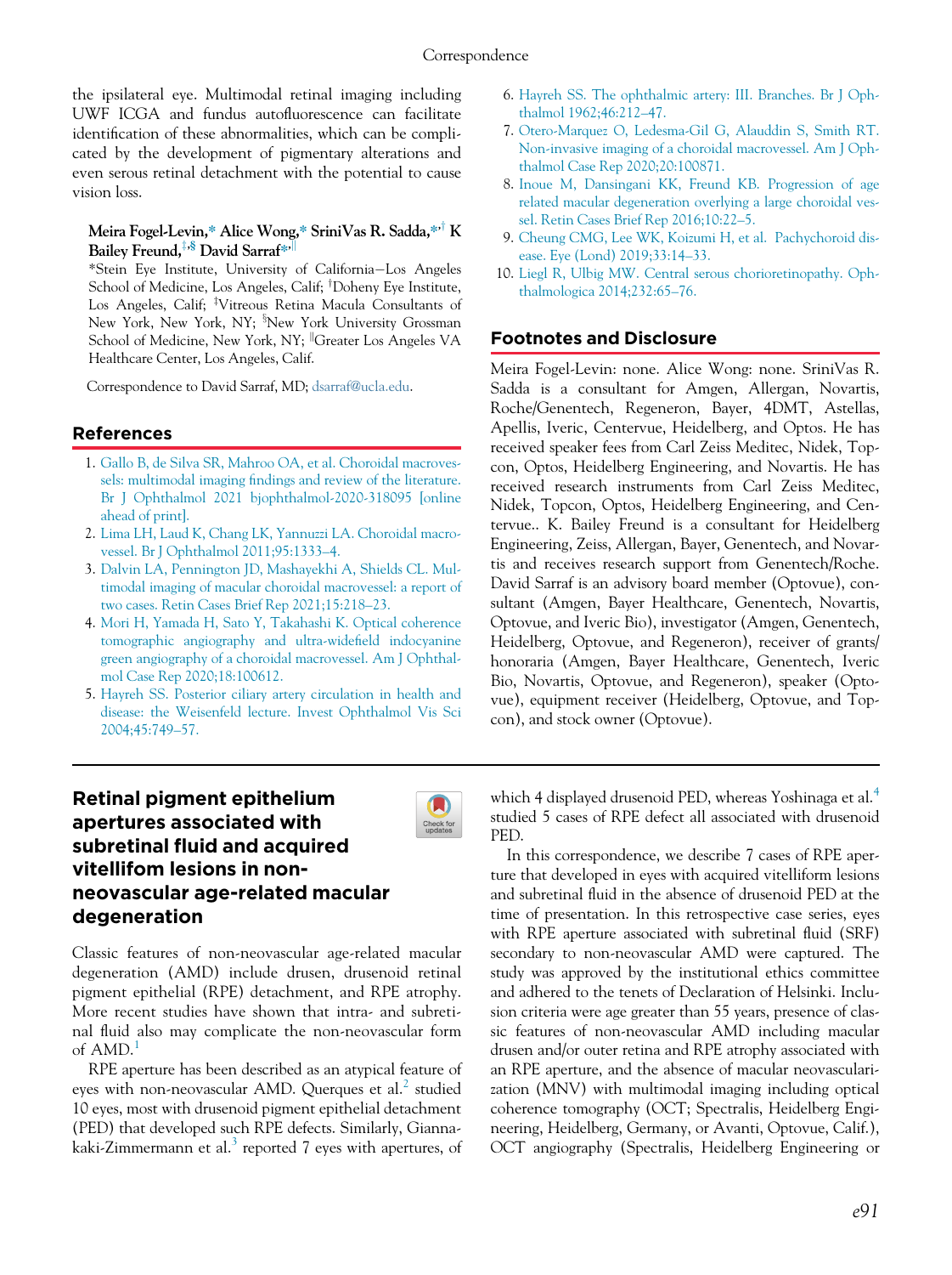the ipsilateral eye. Multimodal retinal imaging including UWF ICGA and fundus autofluorescence can facilitate identification of these abnormalities, which can be complicated by the development of pigmentary alterations and even serous retinal detachment with the potential to cause vision loss.

**Meira Fogel-Levin,* Alice Wong,* SriniVas R. Sadda,*,† K Bailey Freund,‡,§ David Sarraf*,‖**

*Stein Eye Institute, University of California–Los Angeles School of Medicine, Los Angeles, Calif; †Doheny Eye Institute, Los Angeles, Calif; ‡Vitreous Retina Macula Consultants of New York, New York, NY; §New York University Grossman School of Medicine, New York, NY; ‖Greater Los Angeles VA Healthcare Center, Los Angeles, Calif.

Correspondence to David Sarraf, MD; dsarraf@ucla.edu.

## References

1. Gallo B, de Silva SR, Mahroo OA, et al. Choroidal macrovessels: multimodal imaging findings and review of the literature. Br J Ophthalmol 2021 bjophthalmol-2020-318095 [online ahead of print].
2. Lima LH, Laud K, Chang LK, Yannuzzi LA. Choroidal macrovessel. Br J Ophthalmol 2011;95:1333–4.
3. Dalvin LA, Pennington JD, Mashayekhi A, Shields CL. Multimodal imaging of macular choroidal macrovessel: a report of two cases. Retin Cases Brief Rep 2021;15:218–23.
4. Mori H, Yamada H, Sato Y, Takahashi K. Optical coherence tomographic angiography and ultra-widefield indocyanine green angiography of a choroidal macrovessel. Am J Ophthalmol Case Rep 2020;18:100612.
5. Hayreh SS. Posterior ciliary artery circulation in health and disease: the Weisenfeld lecture. Invest Ophthalmol Vis Sci 2004;45:749–57.
6. Hayreh SS. The ophthalmic artery: III. Branches. Br J Ophthalmol 1962;46:212–47.
7. Otero-Marquez O, Ledesma-Gil G, Alauddin S, Smith RT. Non-invasive imaging of a choroidal macrovessel. Am J Ophthalmol Case Rep 2020;20:100871.
8. Inoue M, Dansingani KK, Freund KB. Progression of age related macular degeneration overlying a large choroidal vessel. Retin Cases Brief Rep 2016;10:22–5.
9. Cheung CMG, Lee WK, Koizumi H, et al. Pachychoroid disease. Eye (Lond) 2019;33:14–33.
10. Liegl R, Ulbig MW. Central serous chorioretinopathy. Ophthalmologica 2014;232:65–76.

## Footnotes and Disclosure

Meira Fogel-Levin: none. Alice Wong: none. SriniVas R. Sadda is a consultant for Amgen, Allergan, Novartis, Roche/Genentech, Regeneron, Bayer, 4DMT, Astellas, Apellis, Iveric, Centervue, Heidelberg, and Optos. He has received speaker fees from Carl Zeiss Meditec, Nidek, Topcon, Optos, Heidelberg Engineering, and Novartis. He has received research instruments from Carl Zeiss Meditec, Nidek, Topcon, Optos, Heidelberg Engineering, and Centervue.. K. Bailey Freund is a consultant for Heidelberg Engineering, Zeiss, Allergan, Bayer, Genentech, and Novartis and receives research support from Genentech/Roche. David Sarraf is an advisory board member (Optovue), consultant (Amgen, Bayer Healthcare, Genentech, Novartis, Optovue, and Iveric Bio), investigator (Amgen, Genentech, Heidelberg, Optovue, and Regeneron), receiver of grants/honoraria (Amgen, Bayer Healthcare, Genentech, Iveric Bio, Novartis, Optovue, and Regeneron), speaker (Optovue), equipment receiver (Heidelberg, Optovue, and Topcon), and stock owner (Optovue).

# Retinal pigment epithelium apertures associated with subretinal fluid and acquired vitellifom lesions in non-neovascular age-related macular degeneration

Classic features of non-neovascular age-related macular degeneration (AMD) include drusen, drusenoid retinal pigment epithelial (RPE) detachment, and RPE atrophy. More recent studies have shown that intra- and subretinal fluid also may complicate the non-neovascular form of AMD.[1]

RPE aperture has been described as an atypical feature of eyes with non-neovascular AMD. Querques et al.[2] studied 10 eyes, most with drusenoid pigment epithelial detachment (PED) that developed such RPE defects. Similarly, Giannakaki-Zimmermann et al.[3] reported 7 eyes with apertures, of which 4 displayed drusenoid PED, whereas Yoshinaga et al.[4] studied 5 cases of RPE defect all associated with drusenoid PED.

In this correspondence, we describe 7 cases of RPE aperture that developed in eyes with acquired vitelliform lesions and subretinal fluid in the absence of drusenoid PED at the time of presentation. In this retrospective case series, eyes with RPE aperture associated with subretinal fluid (SRF) secondary to non-neovascular AMD were captured. The study was approved by the institutional ethics committee and adhered to the tenets of Declaration of Helsinki. Inclusion criteria were age greater than 55 years, presence of classic features of non-neovascular AMD including macular drusen and/or outer retina and RPE atrophy associated with an RPE aperture, and the absence of macular neovascularization (MNV) with multimodal imaging including optical coherence tomography (OCT; Spectralis, Heidelberg Engineering, Heidelberg, Germany, or Avanti, Optovue, Calif.), OCT angiography (Spectralis, Heidelberg Engineering or